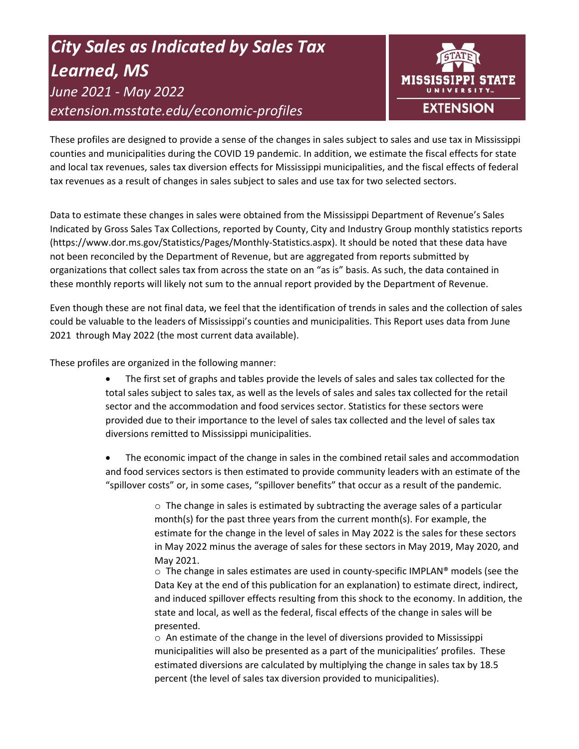# *City Sales as Indicated by Sales Tax*
# *Learned, MS*

*June 2021 - May 2022*

*extension.msstate.edu/economic-profiles*

MISSISSIPPI STATE UNIVERSITY EXTENSION

These profiles are designed to provide a sense of the changes in sales subject to sales and use tax in Mississippi counties and municipalities during the COVID 19 pandemic. In addition, we estimate the fiscal effects for state and local tax revenues, sales tax diversion effects for Mississippi municipalities, and the fiscal effects of federal tax revenues as a result of changes in sales subject to sales and use tax for two selected sectors.

Data to estimate these changes in sales were obtained from the Mississippi Department of Revenue's Sales Indicated by Gross Sales Tax Collections, reported by County, City and Industry Group monthly statistics reports (https://www.dor.ms.gov/Statistics/Pages/Monthly-Statistics.aspx). It should be noted that these data have not been reconciled by the Department of Revenue, but are aggregated from reports submitted by organizations that collect sales tax from across the state on an "as is" basis. As such, the data contained in these monthly reports will likely not sum to the annual report provided by the Department of Revenue.

Even though these are not final data, we feel that the identification of trends in sales and the collection of sales could be valuable to the leaders of Mississippi's counties and municipalities. This Report uses data from June 2021 through May 2022 (the most current data available).

These profiles are organized in the following manner:

- The first set of graphs and tables provide the levels of sales and sales tax collected for the total sales subject to sales tax, as well as the levels of sales and sales tax collected for the retail sector and the accommodation and food services sector. Statistics for these sectors were provided due to their importance to the level of sales tax collected and the level of sales tax diversions remitted to Mississippi municipalities.
- The economic impact of the change in sales in the combined retail sales and accommodation and food services sectors is then estimated to provide community leaders with an estimate of the "spillover costs" or, in some cases, "spillover benefits" that occur as a result of the pandemic.
    - The change in sales is estimated by subtracting the average sales of a particular month(s) for the past three years from the current month(s). For example, the estimate for the change in the level of sales in May 2022 is the sales for these sectors in May 2022 minus the average of sales for these sectors in May 2019, May 2020, and May 2021.
    - The change in sales estimates are used in county-specific IMPLAN® models (see the Data Key at the end of this publication for an explanation) to estimate direct, indirect, and induced spillover effects resulting from this shock to the economy. In addition, the state and local, as well as the federal, fiscal effects of the change in sales will be presented.
    - An estimate of the change in the level of diversions provided to Mississippi municipalities will also be presented as a part of the municipalities' profiles. These estimated diversions are calculated by multiplying the change in sales tax by 18.5 percent (the level of sales tax diversion provided to municipalities).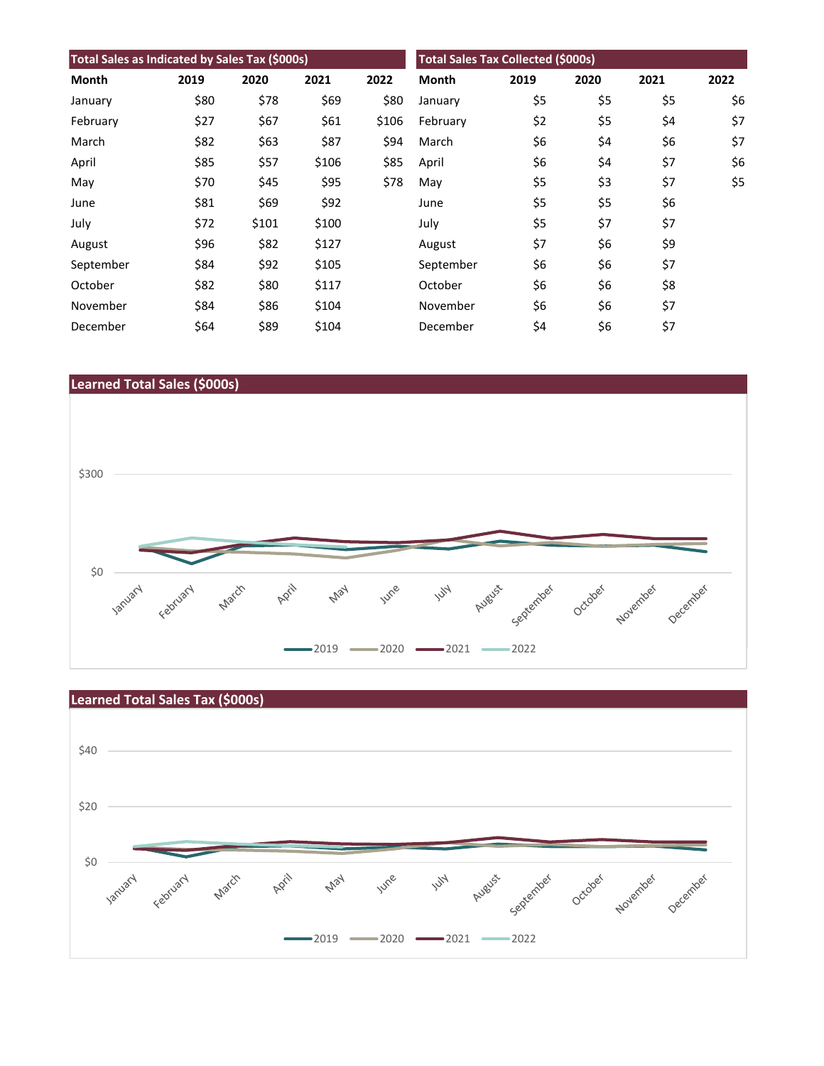## Total Sales as Indicated by Sales Tax ($000s)

| Month | 2019 | 2020 | 2021 | 2022 |
|---|---|---|---|---|
| January | $80 | $78 | $69 | $80 |
| February | $27 | $67 | $61 | $106 |
| March | $82 | $63 | $87 | $94 |
| April | $85 | $57 | $106 | $85 |
| May | $70 | $45 | $95 | $78 |
| June | $81 | $69 | $92 | |
| July | $72 | $101 | $100 | |
| August | $96 | $82 | $127 | |
| September | $84 | $92 | $105 | |
| October | $82 | $80 | $117 | |
| November | $84 | $86 | $104 | |
| December | $64 | $89 | $104 | |

## Total Sales Tax Collected ($000s)

| Month | 2019 | 2020 | 2021 | 2022 |
|---|---|---|---|---|
| January | $5 | $5 | $5 | $6 |
| February | $2 | $5 | $4 | $7 |
| March | $6 | $4 | $6 | $7 |
| April | $6 | $4 | $7 | $6 |
| May | $5 | $3 | $7 | $5 |
| June | $5 | $5 | $6 | |
| July | $5 | $7 | $7 | |
| August | $7 | $6 | $9 | |
| September | $6 | $6 | $7 | |
| October | $6 | $6 | $8 | |
| November | $6 | $6 | $7 | |
| December | $4 | $6 | $7 | |

## Learned Total Sales ($000s)

## Learned Total Sales Tax ($000s)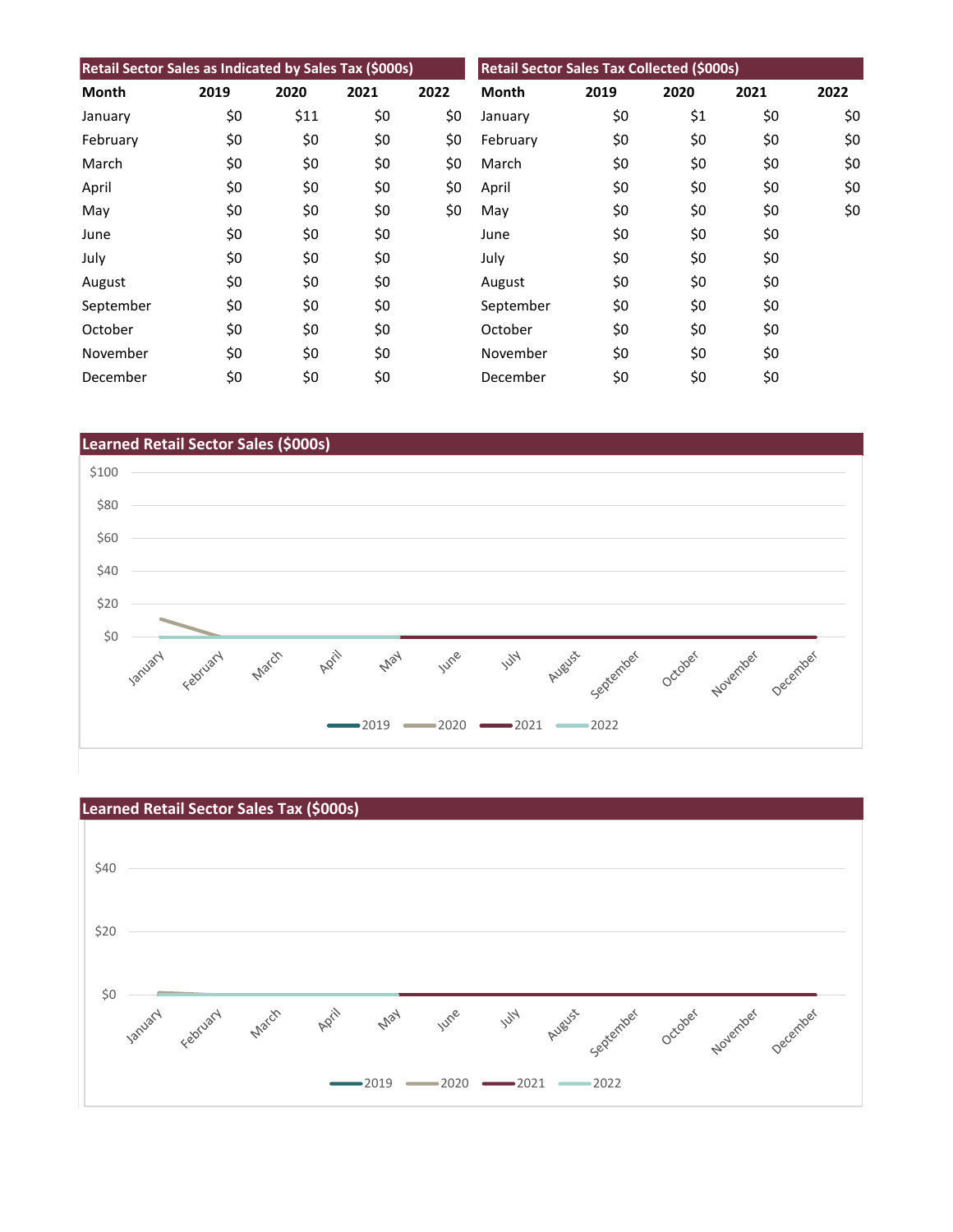| Retail Sector Sales as Indicated by Sales Tax ($000s) | | | | |
|---|---|---|---|---|
| Month | 2019 | 2020 | 2021 | 2022 |
| January | $0 | $11 | $0 | $0 |
| February | $0 | $0 | $0 | $0 |
| March | $0 | $0 | $0 | $0 |
| April | $0 | $0 | $0 | $0 |
| May | $0 | $0 | $0 | $0 |
| June | $0 | $0 | $0 | |
| July | $0 | $0 | $0 | |
| August | $0 | $0 | $0 | |
| September | $0 | $0 | $0 | |
| October | $0 | $0 | $0 | |
| November | $0 | $0 | $0 | |
| December | $0 | $0 | $0 | |

| Retail Sector Sales Tax Collected ($000s) | | | | |
|---|---|---|---|---|
| Month | 2019 | 2020 | 2021 | 2022 |
| January | $0 | $1 | $0 | $0 |
| February | $0 | $0 | $0 | $0 |
| March | $0 | $0 | $0 | $0 |
| April | $0 | $0 | $0 | $0 |
| May | $0 | $0 | $0 | $0 |
| June | $0 | $0 | $0 | |
| July | $0 | $0 | $0 | |
| August | $0 | $0 | $0 | |
| September | $0 | $0 | $0 | |
| October | $0 | $0 | $0 | |
| November | $0 | $0 | $0 | |
| December | $0 | $0 | $0 | |

## Learned Retail Sector Sales ($000s)

## Learned Retail Sector Sales Tax ($000s)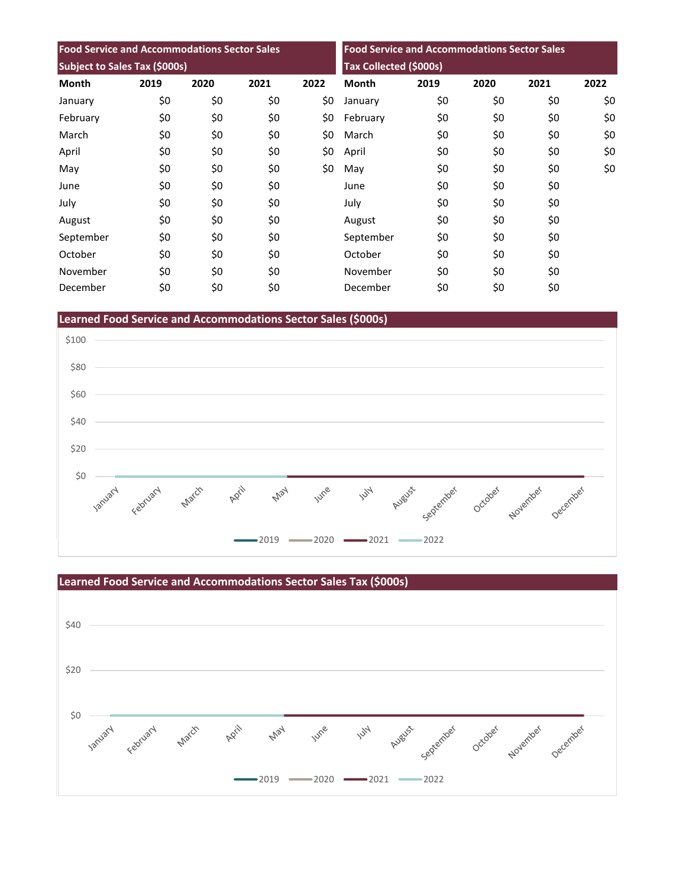| Food Service and Accommodations Sector Sales Subject to Sales Tax ($000s) | | | | |
|---|---|---|---|---|
| Month | 2019 | 2020 | 2021 | 2022 |
| January | $0 | $0 | $0 | $0 |
| February | $0 | $0 | $0 | $0 |
| March | $0 | $0 | $0 | $0 |
| April | $0 | $0 | $0 | $0 |
| May | $0 | $0 | $0 | $0 |
| June | $0 | $0 | $0 | |
| July | $0 | $0 | $0 | |
| August | $0 | $0 | $0 | |
| September | $0 | $0 | $0 | |
| October | $0 | $0 | $0 | |
| November | $0 | $0 | $0 | |
| December | $0 | $0 | $0 | |

| Food Service and Accommodations Sector Sales Tax Collected ($000s) | | | | |
|---|---|---|---|---|
| Month | 2019 | 2020 | 2021 | 2022 |
| January | $0 | $0 | $0 | $0 |
| February | $0 | $0 | $0 | $0 |
| March | $0 | $0 | $0 | $0 |
| April | $0 | $0 | $0 | $0 |
| May | $0 | $0 | $0 | $0 |
| June | $0 | $0 | $0 | |
| July | $0 | $0 | $0 | |
| August | $0 | $0 | $0 | |
| September | $0 | $0 | $0 | |
| October | $0 | $0 | $0 | |
| November | $0 | $0 | $0 | |
| December | $0 | $0 | $0 | |

## Learned Food Service and Accommodations Sector Sales ($000s)

$100
$80
$60
$40
$20
$0

January February March April May June July August September October November December

2019 2020 2021 2022

## Learned Food Service and Accommodations Sector Sales Tax ($000s)

$40
$20
$0

January February March April May June July August September October November December

2019 2020 2021 2022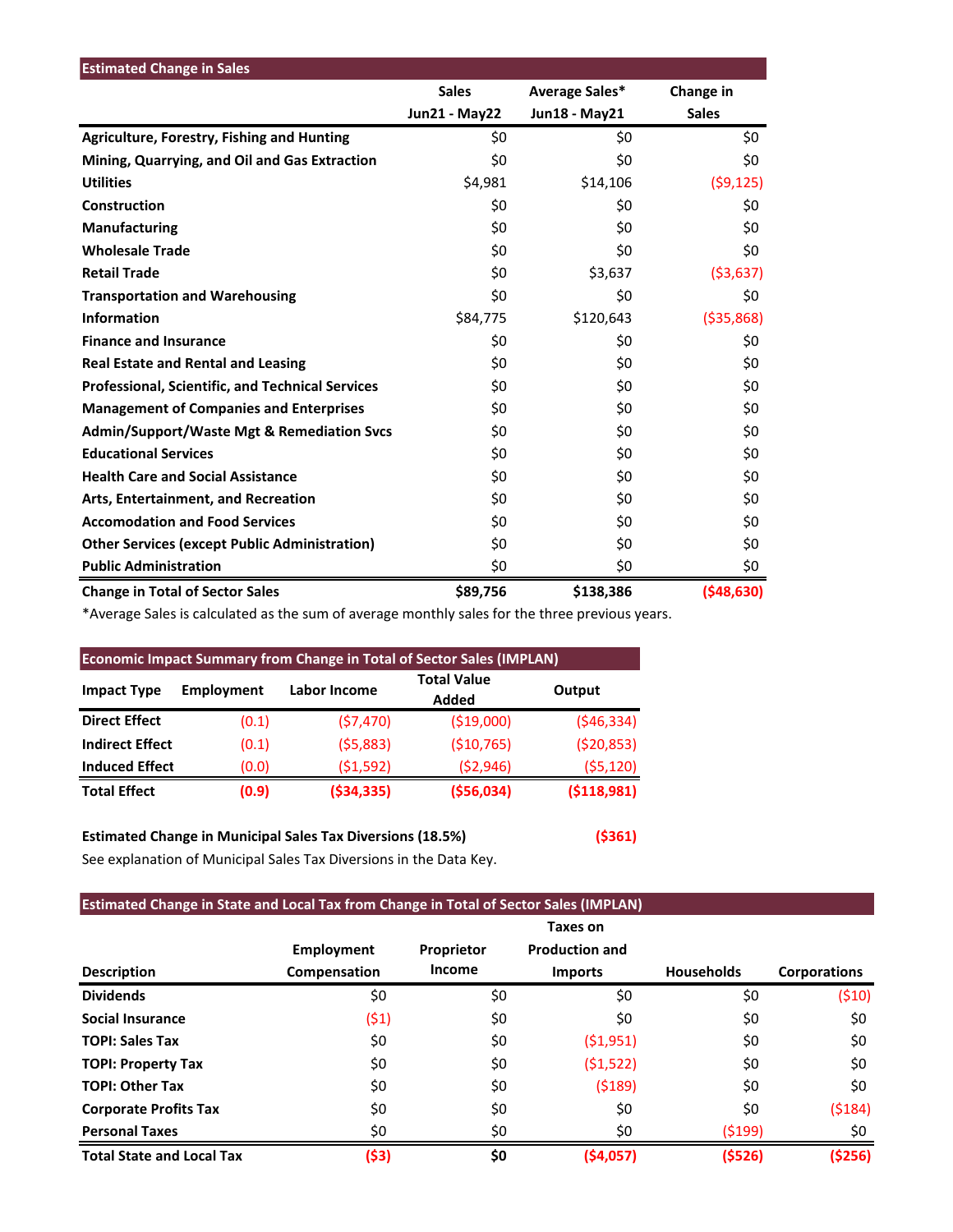| Estimated Change in Sales | Sales Jun21 - May22 | Average Sales* Jun18 - May21 | Change in Sales |
|---|---|---|---|
| **Agriculture, Forestry, Fishing and Hunting** | $0 | $0 | $0 |
| **Mining, Quarrying, and Oil and Gas Extraction** | $0 | $0 | $0 |
| **Utilities** | $4,981 | $14,106 | ($9,125) |
| **Construction** | $0 | $0 | $0 |
| **Manufacturing** | $0 | $0 | $0 |
| **Wholesale Trade** | $0 | $0 | $0 |
| **Retail Trade** | $0 | $3,637 | ($3,637) |
| **Transportation and Warehousing** | $0 | $0 | $0 |
| **Information** | $84,775 | $120,643 | ($35,868) |
| **Finance and Insurance** | $0 | $0 | $0 |
| **Real Estate and Rental and Leasing** | $0 | $0 | $0 |
| **Professional, Scientific, and Technical Services** | $0 | $0 | $0 |
| **Management of Companies and Enterprises** | $0 | $0 | $0 |
| **Admin/Support/Waste Mgt & Remediation Svcs** | $0 | $0 | $0 |
| **Educational Services** | $0 | $0 | $0 |
| **Health Care and Social Assistance** | $0 | $0 | $0 |
| **Arts, Entertainment, and Recreation** | $0 | $0 | $0 |
| **Accomodation and Food Services** | $0 | $0 | $0 |
| **Other Services (except Public Administration)** | $0 | $0 | $0 |
| **Public Administration** | $0 | $0 | $0 |
| **Change in Total of Sector Sales** | **$89,756** | **$138,386** | **($48,630)** |

*Average Sales is calculated as the sum of average monthly sales for the three previous years.

| Economic Impact Summary from Change in Total of Sector Sales (IMPLAN) | | | | |
|---|---|---|---|---|
| **Impact Type** | **Employment** | **Labor Income** | **Total Value Added** | **Output** |
| **Direct Effect** | (0.1) | ($7,470) | ($19,000) | ($46,334) |
| **Indirect Effect** | (0.1) | ($5,883) | ($10,765) | ($20,853) |
| **Induced Effect** | (0.0) | ($1,592) | ($2,946) | ($5,120) |
| **Total Effect** | **(0.9)** | **($34,335)** | **($56,034)** | **($118,981)** |

**Estimated Change in Municipal Sales Tax Diversions (18.5%)** **($361)**

See explanation of Municipal Sales Tax Diversions in the Data Key.

| Estimated Change in State and Local Tax from Change in Total of Sector Sales (IMPLAN) | | | | | |
|---|---|---|---|---|---|
| **Description** | **Employment Compensation** | **Proprietor Income** | **Taxes on Production and Imports** | **Households** | **Corporations** |
| **Dividends** | $0 | $0 | $0 | $0 | ($10) |
| **Social Insurance** | ($1) | $0 | $0 | $0 | $0 |
| **TOPI: Sales Tax** | $0 | $0 | ($1,951) | $0 | $0 |
| **TOPI: Property Tax** | $0 | $0 | ($1,522) | $0 | $0 |
| **TOPI: Other Tax** | $0 | $0 | ($189) | $0 | $0 |
| **Corporate Profits Tax** | $0 | $0 | $0 | $0 | ($184) |
| **Personal Taxes** | $0 | $0 | $0 | ($199) | $0 |
| **Total State and Local Tax** | **($3)** | **$0** | **($4,057)** | **($526)** | **($256)** |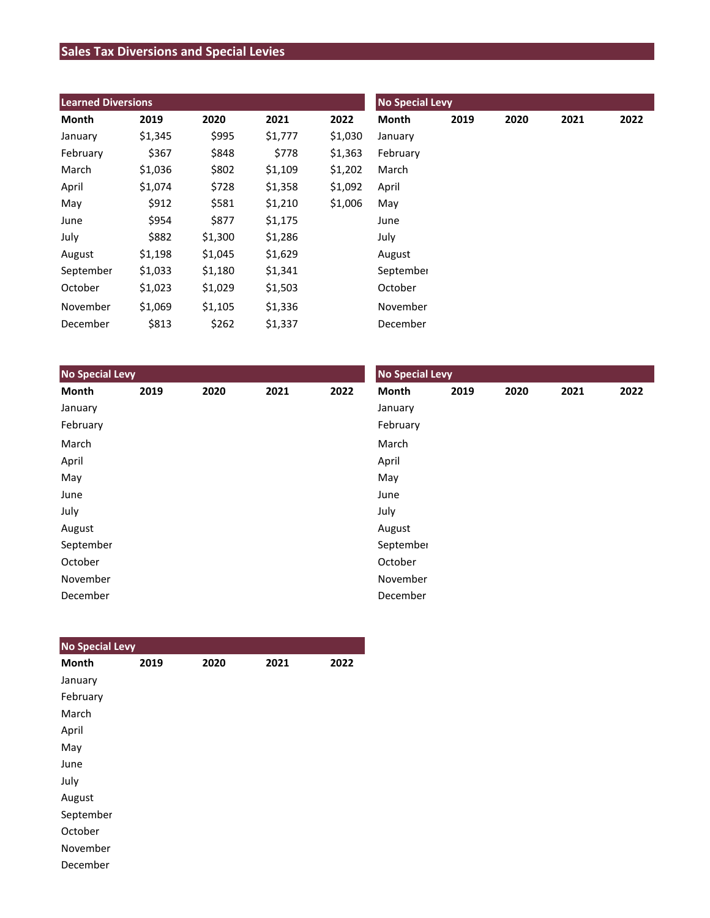# Sales Tax Diversions and Special Levies

## Learned Diversions

| Month | 2019 | 2020 | 2021 | 2022 |
|---|---|---|---|---|
| January | $1,345 | $995 | $1,777 | $1,030 |
| February | $367 | $848 | $778 | $1,363 |
| March | $1,036 | $802 | $1,109 | $1,202 |
| April | $1,074 | $728 | $1,358 | $1,092 |
| May | $912 | $581 | $1,210 | $1,006 |
| June | $954 | $877 | $1,175 | |
| July | $882 | $1,300 | $1,286 | |
| August | $1,198 | $1,045 | $1,629 | |
| September | $1,033 | $1,180 | $1,341 | |
| October | $1,023 | $1,029 | $1,503 | |
| November | $1,069 | $1,105 | $1,336 | |
| December | $813 | $262 | $1,337 | |

## No Special Levy

| Month | 2019 | 2020 | 2021 | 2022 |
|---|---|---|---|---|
| January | | | | |
| February | | | | |
| March | | | | |
| April | | | | |
| May | | | | |
| June | | | | |
| July | | | | |
| August | | | | |
| September | | | | |
| October | | | | |
| November | | | | |
| December | | | | |

## No Special Levy

| Month | 2019 | 2020 | 2021 | 2022 |
|---|---|---|---|---|
| January | | | | |
| February | | | | |
| March | | | | |
| April | | | | |
| May | | | | |
| June | | | | |
| July | | | | |
| August | | | | |
| September | | | | |
| October | | | | |
| November | | | | |
| December | | | | |

## No Special Levy

| Month | 2019 | 2020 | 2021 | 2022 |
|---|---|---|---|---|
| January | | | | |
| February | | | | |
| March | | | | |
| April | | | | |
| May | | | | |
| June | | | | |
| July | | | | |
| August | | | | |
| September | | | | |
| October | | | | |
| November | | | | |
| December | | | | |

## No Special Levy

| Month | 2019 | 2020 | 2021 | 2022 |
|---|---|---|---|---|
| January | | | | |
| February | | | | |
| March | | | | |
| April | | | | |
| May | | | | |
| June | | | | |
| July | | | | |
| August | | | | |
| September | | | | |
| October | | | | |
| November | | | | |
| December | | | | |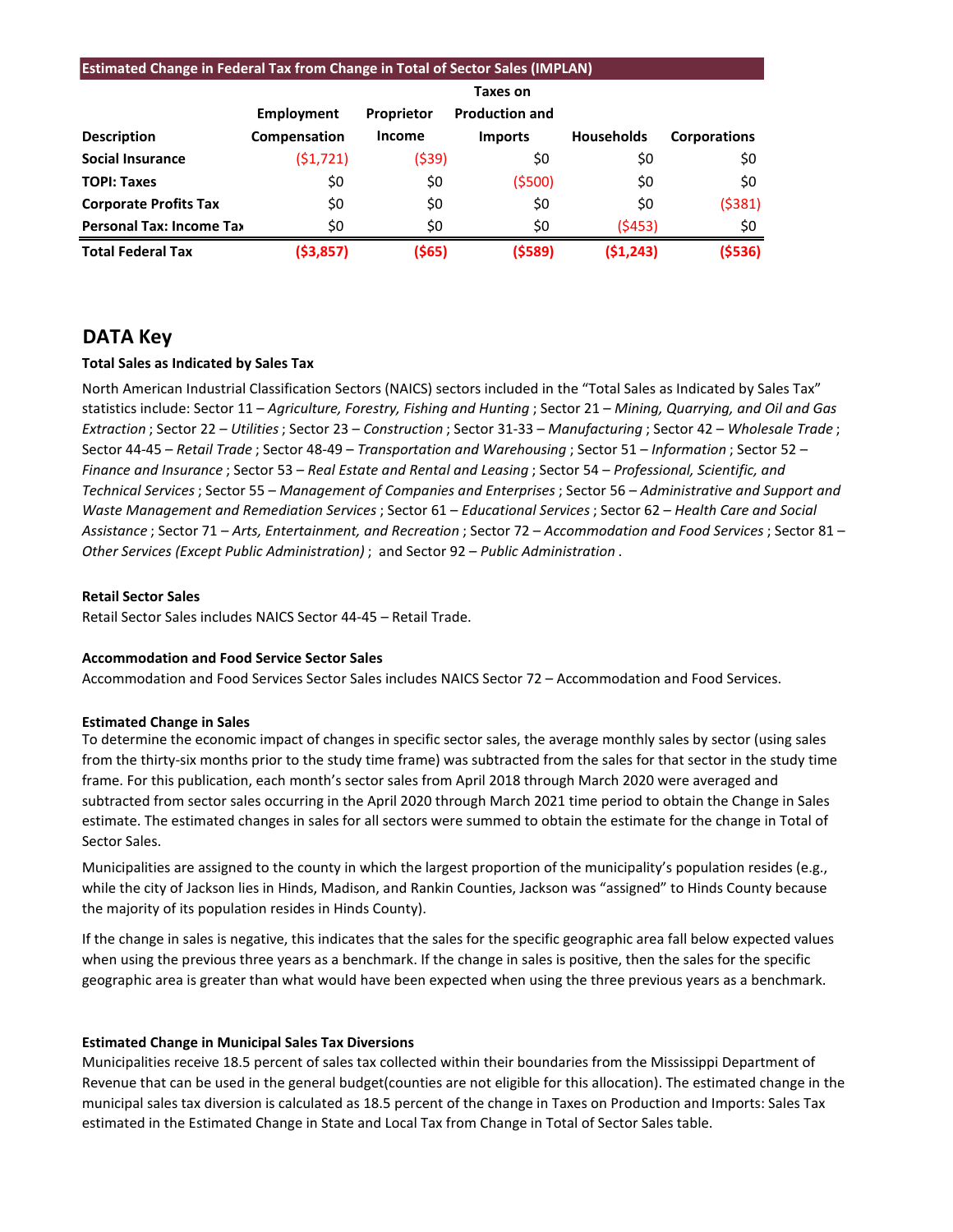**Estimated Change in Federal Tax from Change in Total of Sector Sales (IMPLAN)**

| Description | Employment Compensation | Proprietor Income | Taxes on Production and Imports | Households | Corporations |
|---|---|---|---|---|---|
| **Social Insurance** | ($1,721) | ($39) | $0 | $0 | $0 |
| **TOPI: Taxes** | $0 | $0 | ($500) | $0 | $0 |
| **Corporate Profits Tax** | $0 | $0 | $0 | $0 | ($381) |
| **Personal Tax: Income Tax** | $0 | $0 | $0 | ($453) | $0 |
| **Total Federal Tax** | **($3,857)** | **($65)** | **($589)** | **($1,243)** | **($536)** |

## DATA Key

**Total Sales as Indicated by Sales Tax**

North American Industrial Classification Sectors (NAICS) sectors included in the "Total Sales as Indicated by Sales Tax" statistics include: Sector 11 – *Agriculture, Forestry, Fishing and Hunting* ; Sector 21 – *Mining, Quarrying, and Oil and Gas Extraction* ; Sector 22 – *Utilities* ; Sector 23 – *Construction* ; Sector 31-33 – *Manufacturing* ; Sector 42 – *Wholesale Trade* ; Sector 44-45 – *Retail Trade* ; Sector 48-49 – *Transportation and Warehousing* ; Sector 51 – *Information* ; Sector 52 – *Finance and Insurance* ; Sector 53 – *Real Estate and Rental and Leasing* ; Sector 54 – *Professional, Scientific, and Technical Services* ; Sector 55 – *Management of Companies and Enterprises* ; Sector 56 – *Administrative and Support and Waste Management and Remediation Services* ; Sector 61 – *Educational Services* ; Sector 62 – *Health Care and Social Assistance* ; Sector 71 – *Arts, Entertainment, and Recreation* ; Sector 72 – *Accommodation and Food Services* ; Sector 81 – *Other Services (Except Public Administration)* ;  and Sector 92 – *Public Administration* .

**Retail Sector Sales**

Retail Sector Sales includes NAICS Sector 44-45 – Retail Trade.

**Accommodation and Food Service Sector Sales**

Accommodation and Food Services Sector Sales includes NAICS Sector 72 – Accommodation and Food Services.

**Estimated Change in Sales**

To determine the economic impact of changes in specific sector sales, the average monthly sales by sector (using sales from the thirty-six months prior to the study time frame) was subtracted from the sales for that sector in the study time frame. For this publication, each month's sector sales from April 2018 through March 2020 were averaged and subtracted from sector sales occurring in the April 2020 through March 2021 time period to obtain the Change in Sales estimate. The estimated changes in sales for all sectors were summed to obtain the estimate for the change in Total of Sector Sales.

Municipalities are assigned to the county in which the largest proportion of the municipality's population resides (e.g., while the city of Jackson lies in Hinds, Madison, and Rankin Counties, Jackson was "assigned" to Hinds County because the majority of its population resides in Hinds County).

If the change in sales is negative, this indicates that the sales for the specific geographic area fall below expected values when using the previous three years as a benchmark. If the change in sales is positive, then the sales for the specific geographic area is greater than what would have been expected when using the three previous years as a benchmark.

**Estimated Change in Municipal Sales Tax Diversions**

Municipalities receive 18.5 percent of sales tax collected within their boundaries from the Mississippi Department of Revenue that can be used in the general budget(counties are not eligible for this allocation). The estimated change in the municipal sales tax diversion is calculated as 18.5 percent of the change in Taxes on Production and Imports: Sales Tax estimated in the Estimated Change in State and Local Tax from Change in Total of Sector Sales table.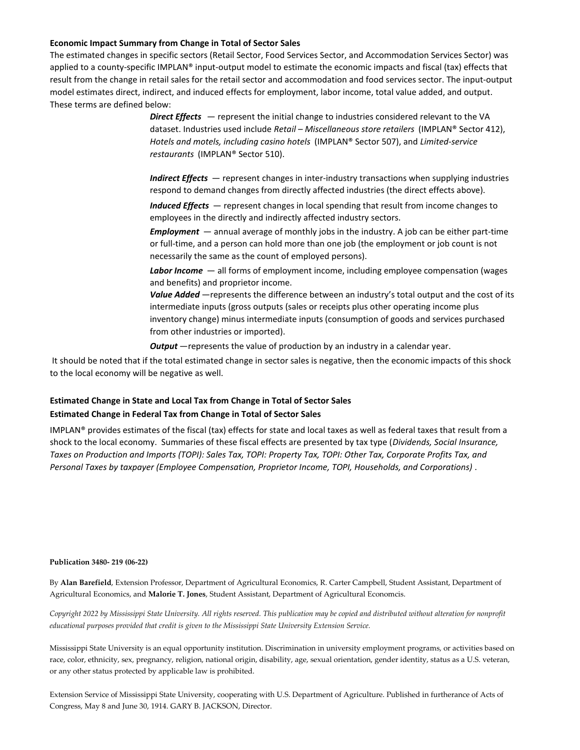**Economic Impact Summary from Change in Total of Sector Sales**

The estimated changes in specific sectors (Retail Sector, Food Services Sector, and Accommodation Services Sector) was applied to a county-specific IMPLAN® input-output model to estimate the economic impacts and fiscal (tax) effects that result from the change in retail sales for the retail sector and accommodation and food services sector. The input-output model estimates direct, indirect, and induced effects for employment, labor income, total value added, and output. These terms are defined below:

***Direct Effects*** — represent the initial change to industries considered relevant to the VA dataset. Industries used include *Retail – Miscellaneous store retailers* (IMPLAN® Sector 412), *Hotels and motels, including casino hotels* (IMPLAN® Sector 507), and *Limited-service restaurants* (IMPLAN® Sector 510).

***Indirect Effects*** — represent changes in inter-industry transactions when supplying industries respond to demand changes from directly affected industries (the direct effects above).

***Induced Effects*** — represent changes in local spending that result from income changes to employees in the directly and indirectly affected industry sectors.

***Employment*** — annual average of monthly jobs in the industry. A job can be either part-time or full-time, and a person can hold more than one job (the employment or job count is not necessarily the same as the count of employed persons).

***Labor Income*** — all forms of employment income, including employee compensation (wages and benefits) and proprietor income.

***Value Added*** —represents the difference between an industry's total output and the cost of its intermediate inputs (gross outputs (sales or receipts plus other operating income plus inventory change) minus intermediate inputs (consumption of goods and services purchased from other industries or imported).

***Output*** —represents the value of production by an industry in a calendar year.

It should be noted that if the total estimated change in sector sales is negative, then the economic impacts of this shock to the local economy will be negative as well.

**Estimated Change in State and Local Tax from Change in Total of Sector Sales**

**Estimated Change in Federal Tax from Change in Total of Sector Sales**

IMPLAN® provides estimates of the fiscal (tax) effects for state and local taxes as well as federal taxes that result from a shock to the local economy. Summaries of these fiscal effects are presented by tax type (*Dividends, Social Insurance, Taxes on Production and Imports (TOPI): Sales Tax, TOPI: Property Tax, TOPI: Other Tax, Corporate Profits Tax, and Personal Taxes by taxpayer (Employee Compensation, Proprietor Income, TOPI, Households, and Corporations)* .

**Publication 3480- 219 (06-22)**

By **Alan Barefield**, Extension Professor, Department of Agricultural Economics, R. Carter Campbell, Student Assistant, Department of Agricultural Economics, and **Malorie T. Jones**, Student Assistant, Department of Agricultural Economcis.

*Copyright 2022 by Mississippi State University. All rights reserved. This publication may be copied and distributed without alteration for nonprofit educational purposes provided that credit is given to the Mississippi State University Extension Service.*

Mississippi State University is an equal opportunity institution. Discrimination in university employment programs, or activities based on race, color, ethnicity, sex, pregnancy, religion, national origin, disability, age, sexual orientation, gender identity, status as a U.S. veteran, or any other status protected by applicable law is prohibited.

Extension Service of Mississippi State University, cooperating with U.S. Department of Agriculture. Published in furtherance of Acts of Congress, May 8 and June 30, 1914. GARY B. JACKSON, Director.